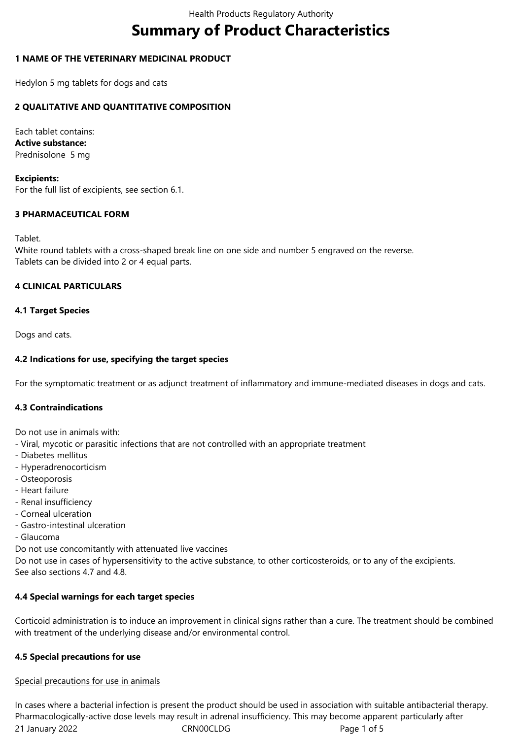# Summary of Product Characteristics

## 1 NAME OF THE VETERINARY MEDICINAL PRODUCT

Hedylon 5 mg tablets for dogs and cats

## 2 QUALITATIVE AND QUANTITATIVE COMPOSITION

Each tablet contains:
**Active substance:**
Prednisolone 5 mg

**Excipients:**
For the full list of excipients, see section 6.1.

## 3 PHARMACEUTICAL FORM

Tablet.
White round tablets with a cross-shaped break line on one side and number 5 engraved on the reverse.
Tablets can be divided into 2 or 4 equal parts.

## 4 CLINICAL PARTICULARS

### 4.1 Target Species

Dogs and cats.

### 4.2 Indications for use, specifying the target species

For the symptomatic treatment or as adjunct treatment of inflammatory and immune-mediated diseases in dogs and cats.

### 4.3 Contraindications

Do not use in animals with:
- Viral, mycotic or parasitic infections that are not controlled with an appropriate treatment
- Diabetes mellitus
- Hyperadrenocorticism
- Osteoporosis
- Heart failure
- Renal insufficiency
- Corneal ulceration
- Gastro-intestinal ulceration
- Glaucoma

Do not use concomitantly with attenuated live vaccines
Do not use in cases of hypersensitivity to the active substance, to other corticosteroids, or to any of the excipients.
See also sections 4.7 and 4.8.

### 4.4 Special warnings for each target species

Corticoid administration is to induce an improvement in clinical signs rather than a cure. The treatment should be combined with treatment of the underlying disease and/or environmental control.

### 4.5 Special precautions for use

Special precautions for use in animals

In cases where a bacterial infection is present the product should be used in association with suitable antibacterial therapy. Pharmacologically-active dose levels may result in adrenal insufficiency. This may become apparent particularly after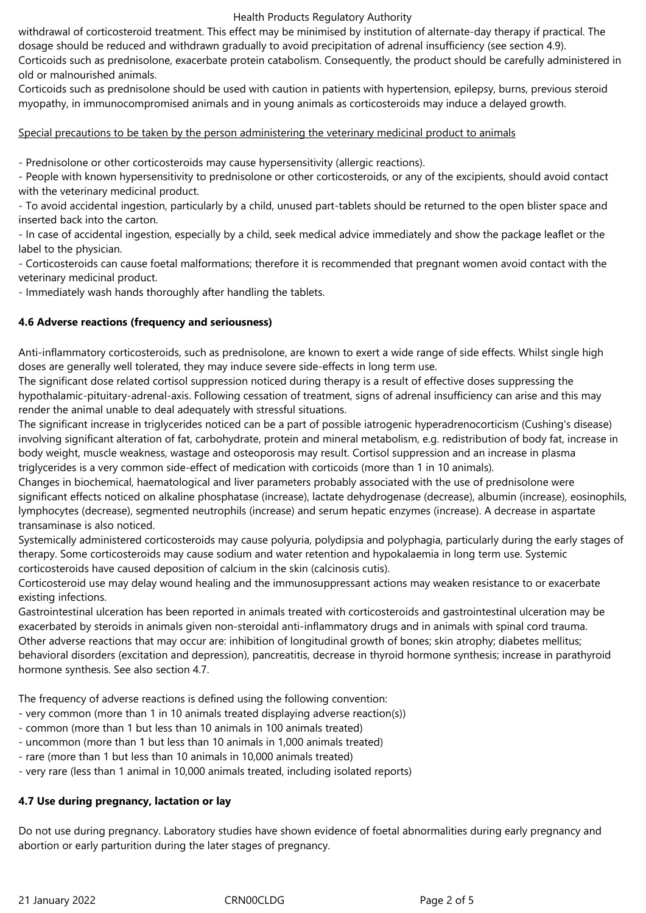withdrawal of corticosteroid treatment. This effect may be minimised by institution of alternate-day therapy if practical. The dosage should be reduced and withdrawn gradually to avoid precipitation of adrenal insufficiency (see section 4.9).

Corticoids such as prednisolone, exacerbate protein catabolism. Consequently, the product should be carefully administered in old or malnourished animals.

Corticoids such as prednisolone should be used with caution in patients with hypertension, epilepsy, burns, previous steroid myopathy, in immunocompromised animals and in young animals as corticosteroids may induce a delayed growth.

Special precautions to be taken by the person administering the veterinary medicinal product to animals

- Prednisolone or other corticosteroids may cause hypersensitivity (allergic reactions).
- People with known hypersensitivity to prednisolone or other corticosteroids, or any of the excipients, should avoid contact with the veterinary medicinal product.
- To avoid accidental ingestion, particularly by a child, unused part-tablets should be returned to the open blister space and inserted back into the carton.
- In case of accidental ingestion, especially by a child, seek medical advice immediately and show the package leaflet or the label to the physician.
- Corticosteroids can cause foetal malformations; therefore it is recommended that pregnant women avoid contact with the veterinary medicinal product.
- Immediately wash hands thoroughly after handling the tablets.

## 4.6 Adverse reactions (frequency and seriousness)

Anti-inflammatory corticosteroids, such as prednisolone, are known to exert a wide range of side effects. Whilst single high doses are generally well tolerated, they may induce severe side-effects in long term use.

The significant dose related cortisol suppression noticed during therapy is a result of effective doses suppressing the hypothalamic-pituitary-adrenal-axis. Following cessation of treatment, signs of adrenal insufficiency can arise and this may render the animal unable to deal adequately with stressful situations.

The significant increase in triglycerides noticed can be a part of possible iatrogenic hyperadrenocorticism (Cushing's disease) involving significant alteration of fat, carbohydrate, protein and mineral metabolism, e.g. redistribution of body fat, increase in body weight, muscle weakness, wastage and osteoporosis may result. Cortisol suppression and an increase in plasma triglycerides is a very common side-effect of medication with corticoids (more than 1 in 10 animals).

Changes in biochemical, haematological and liver parameters probably associated with the use of prednisolone were significant effects noticed on alkaline phosphatase (increase), lactate dehydrogenase (decrease), albumin (increase), eosinophils, lymphocytes (decrease), segmented neutrophils (increase) and serum hepatic enzymes (increase). A decrease in aspartate transaminase is also noticed.

Systemically administered corticosteroids may cause polyuria, polydipsia and polyphagia, particularly during the early stages of therapy. Some corticosteroids may cause sodium and water retention and hypokalaemia in long term use. Systemic corticosteroids have caused deposition of calcium in the skin (calcinosis cutis).

Corticosteroid use may delay wound healing and the immunosuppressant actions may weaken resistance to or exacerbate existing infections.

Gastrointestinal ulceration has been reported in animals treated with corticosteroids and gastrointestinal ulceration may be exacerbated by steroids in animals given non-steroidal anti-inflammatory drugs and in animals with spinal cord trauma.

Other adverse reactions that may occur are: inhibition of longitudinal growth of bones; skin atrophy; diabetes mellitus; behavioral disorders (excitation and depression), pancreatitis, decrease in thyroid hormone synthesis; increase in parathyroid hormone synthesis. See also section 4.7.

The frequency of adverse reactions is defined using the following convention:
- very common (more than 1 in 10 animals treated displaying adverse reaction(s))
- common (more than 1 but less than 10 animals in 100 animals treated)
- uncommon (more than 1 but less than 10 animals in 1,000 animals treated)
- rare (more than 1 but less than 10 animals in 10,000 animals treated)
- very rare (less than 1 animal in 10,000 animals treated, including isolated reports)

## 4.7 Use during pregnancy, lactation or lay

Do not use during pregnancy. Laboratory studies have shown evidence of foetal abnormalities during early pregnancy and abortion or early parturition during the later stages of pregnancy.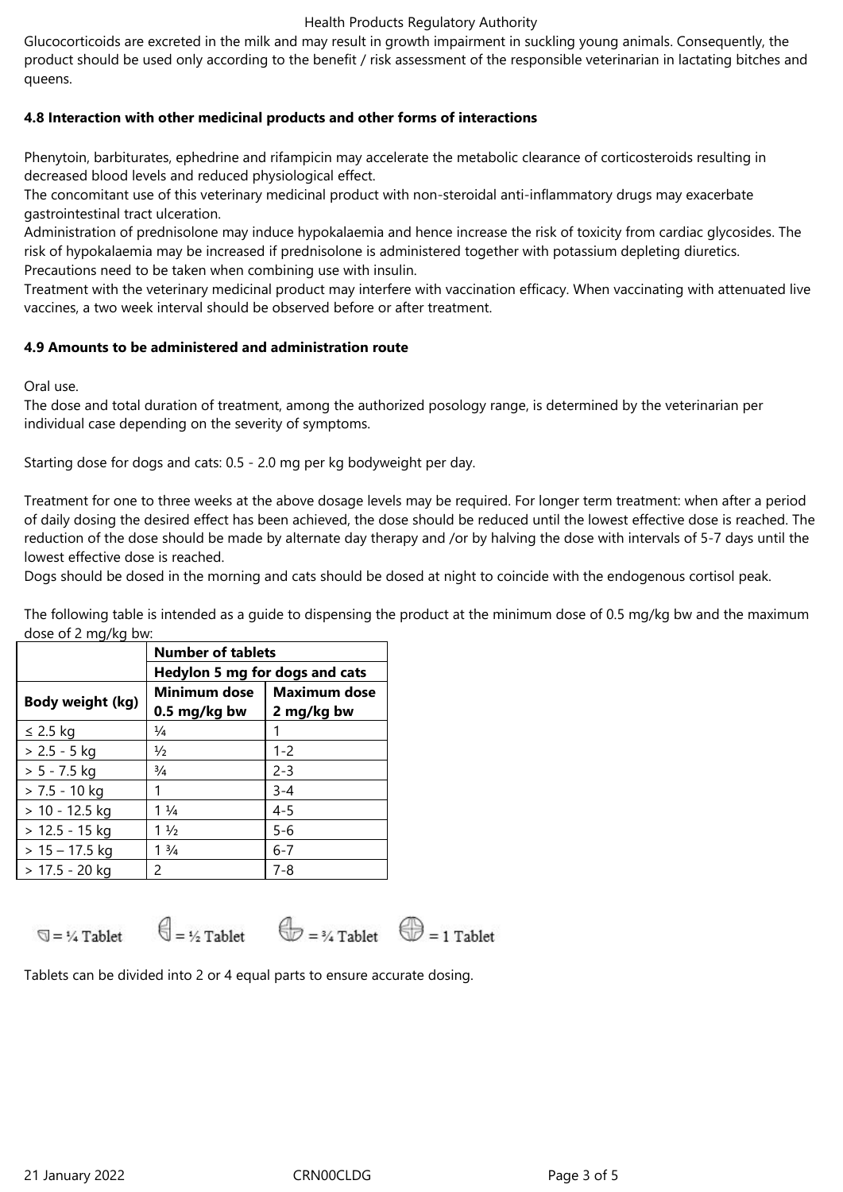Glucocorticoids are excreted in the milk and may result in growth impairment in suckling young animals. Consequently, the product should be used only according to the benefit / risk assessment of the responsible veterinarian in lactating bitches and queens.

### 4.8 Interaction with other medicinal products and other forms of interactions

Phenytoin, barbiturates, ephedrine and rifampicin may accelerate the metabolic clearance of corticosteroids resulting in decreased blood levels and reduced physiological effect.
The concomitant use of this veterinary medicinal product with non-steroidal anti-inflammatory drugs may exacerbate gastrointestinal tract ulceration.
Administration of prednisolone may induce hypokalaemia and hence increase the risk of toxicity from cardiac glycosides. The risk of hypokalaemia may be increased if prednisolone is administered together with potassium depleting diuretics.
Precautions need to be taken when combining use with insulin.
Treatment with the veterinary medicinal product may interfere with vaccination efficacy. When vaccinating with attenuated live vaccines, a two week interval should be observed before or after treatment.

### 4.9 Amounts to be administered and administration route

Oral use.
The dose and total duration of treatment, among the authorized posology range, is determined by the veterinarian per individual case depending on the severity of symptoms.

Starting dose for dogs and cats: 0.5 - 2.0 mg per kg bodyweight per day.

Treatment for one to three weeks at the above dosage levels may be required. For longer term treatment: when after a period of daily dosing the desired effect has been achieved, the dose should be reduced until the lowest effective dose is reached. The reduction of the dose should be made by alternate day therapy and /or by halving the dose with intervals of 5-7 days until the lowest effective dose is reached.
Dogs should be dosed in the morning and cats should be dosed at night to coincide with the endogenous cortisol peak.

The following table is intended as a guide to dispensing the product at the minimum dose of 0.5 mg/kg bw and the maximum dose of 2 mg/kg bw:

| | **Number of tablets** | |
|---|---|---|
| | **Hedylon 5 mg for dogs and cats** | |
| **Body weight (kg)** | **Minimum dose 0.5 mg/kg bw** | **Maximum dose 2 mg/kg bw** |
| ≤ 2.5 kg | ¼ | 1 |
| > 2.5 - 5 kg | ½ | 1-2 |
| > 5 - 7.5 kg | ¾ | 2-3 |
| > 7.5 - 10 kg | 1 | 3-4 |
| > 10 - 12.5 kg | 1 ¼ | 4-5 |
| > 12.5 - 15 kg | 1 ½ | 5-6 |
| > 15 – 17.5 kg | 1 ¾ | 6-7 |
| > 17.5 - 20 kg | 2 | 7-8 |

= ¼ Tablet = ½ Tablet = ¾ Tablet = 1 Tablet

Tablets can be divided into 2 or 4 equal parts to ensure accurate dosing.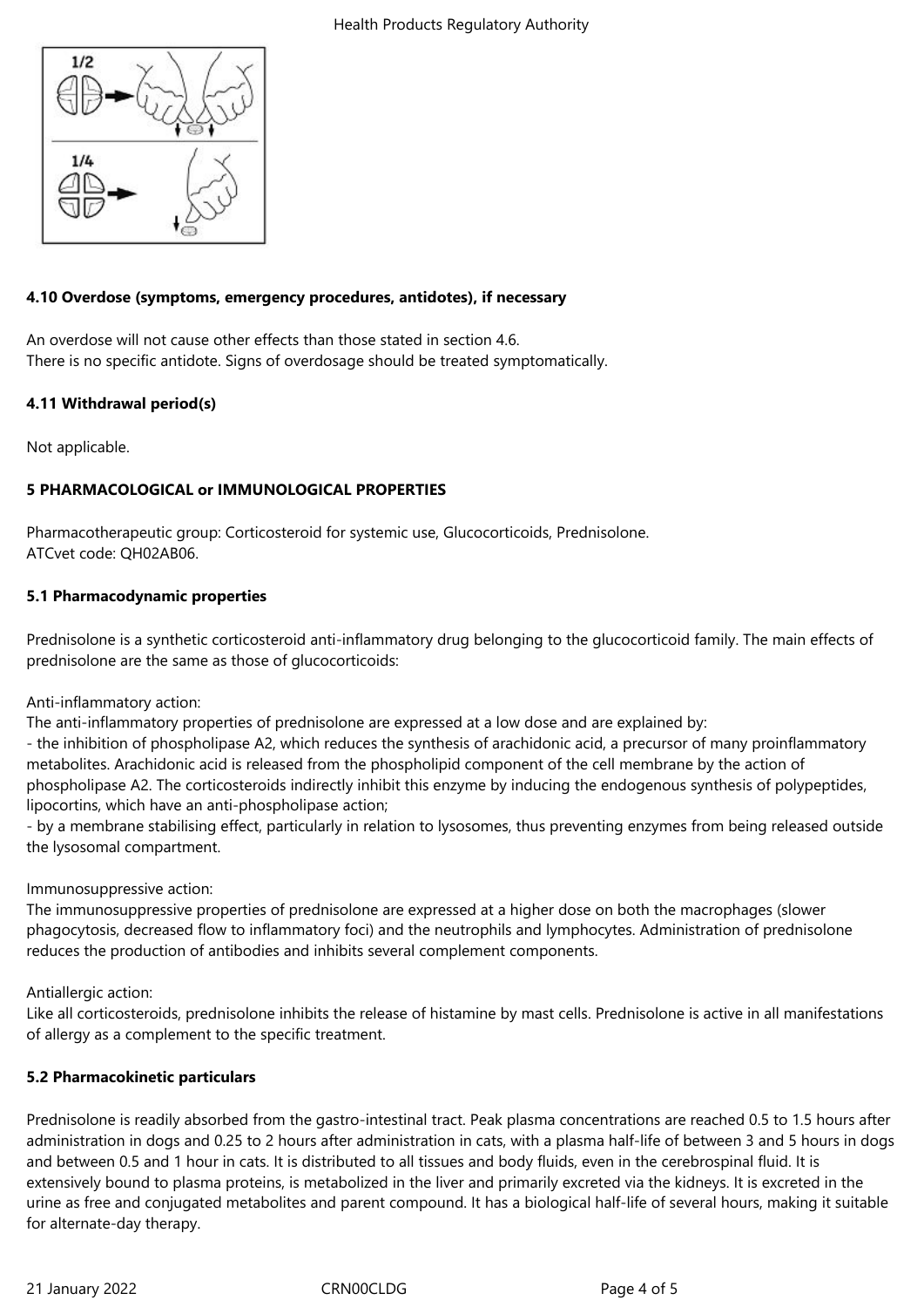### 4.10 Overdose (symptoms, emergency procedures, antidotes), if necessary

An overdose will not cause other effects than those stated in section 4.6.
There is no specific antidote. Signs of overdosage should be treated symptomatically.

### 4.11 Withdrawal period(s)

Not applicable.

## 5 PHARMACOLOGICAL or IMMUNOLOGICAL PROPERTIES

Pharmacotherapeutic group: Corticosteroid for systemic use, Glucocorticoids, Prednisolone.
ATCvet code: QH02AB06.

### 5.1 Pharmacodynamic properties

Prednisolone is a synthetic corticosteroid anti-inflammatory drug belonging to the glucocorticoid family. The main effects of prednisolone are the same as those of glucocorticoids:

Anti-inflammatory action:
The anti-inflammatory properties of prednisolone are expressed at a low dose and are explained by:
- the inhibition of phospholipase A2, which reduces the synthesis of arachidonic acid, a precursor of many proinflammatory metabolites. Arachidonic acid is released from the phospholipid component of the cell membrane by the action of phospholipase A2. The corticosteroids indirectly inhibit this enzyme by inducing the endogenous synthesis of polypeptides, lipocortins, which have an anti-phospholipase action;
- by a membrane stabilising effect, particularly in relation to lysosomes, thus preventing enzymes from being released outside the lysosomal compartment.

Immunosuppressive action:
The immunosuppressive properties of prednisolone are expressed at a higher dose on both the macrophages (slower phagocytosis, decreased flow to inflammatory foci) and the neutrophils and lymphocytes. Administration of prednisolone reduces the production of antibodies and inhibits several complement components.

Antiallergic action:
Like all corticosteroids, prednisolone inhibits the release of histamine by mast cells. Prednisolone is active in all manifestations of allergy as a complement to the specific treatment.

### 5.2 Pharmacokinetic particulars

Prednisolone is readily absorbed from the gastro-intestinal tract. Peak plasma concentrations are reached 0.5 to 1.5 hours after administration in dogs and 0.25 to 2 hours after administration in cats, with a plasma half-life of between 3 and 5 hours in dogs and between 0.5 and 1 hour in cats. It is distributed to all tissues and body fluids, even in the cerebrospinal fluid. It is extensively bound to plasma proteins, is metabolized in the liver and primarily excreted via the kidneys. It is excreted in the urine as free and conjugated metabolites and parent compound. It has a biological half-life of several hours, making it suitable for alternate-day therapy.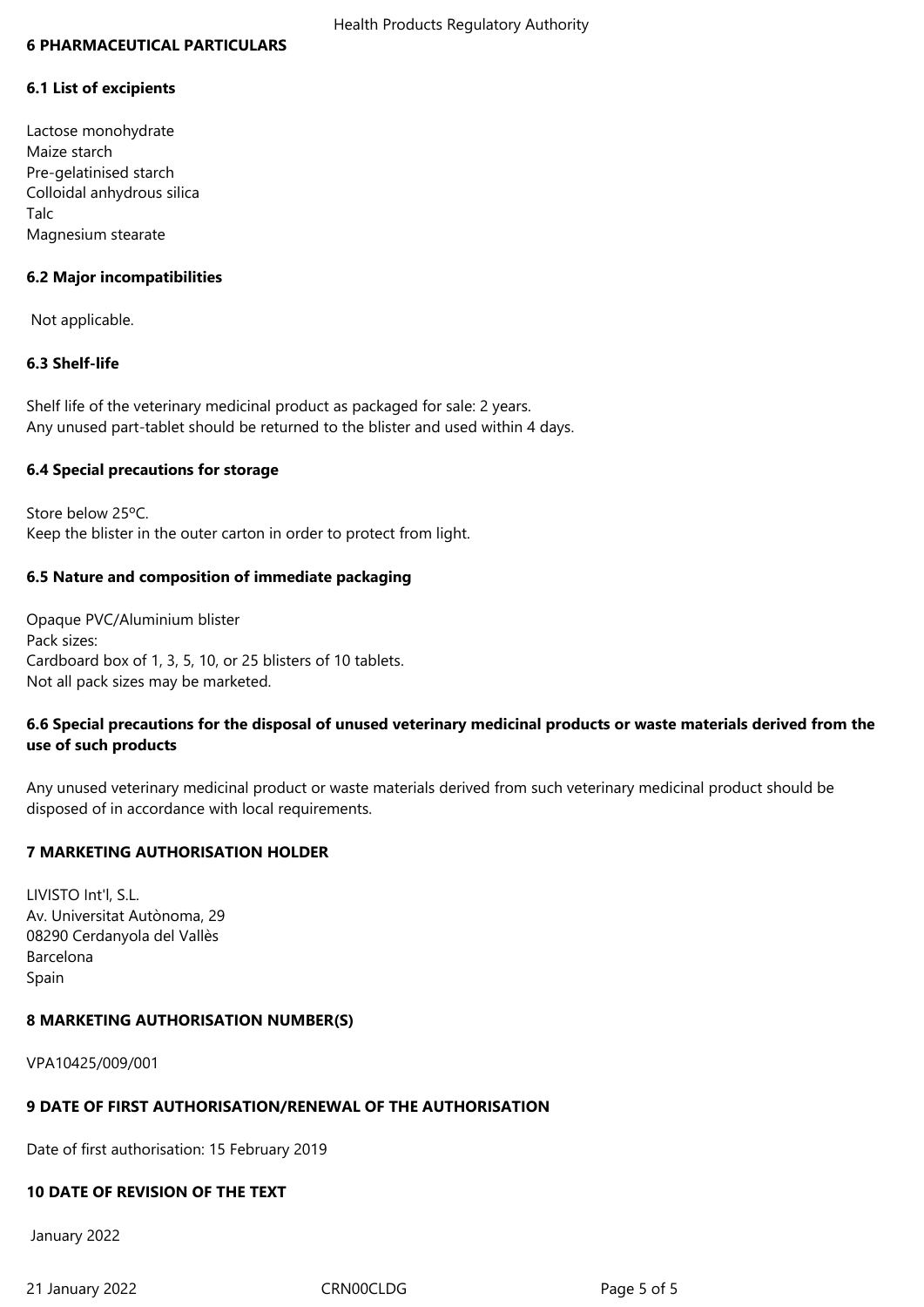## 6 PHARMACEUTICAL PARTICULARS

### 6.1 List of excipients

Lactose monohydrate
Maize starch
Pre-gelatinised starch
Colloidal anhydrous silica
Talc
Magnesium stearate

### 6.2 Major incompatibilities

Not applicable.

### 6.3 Shelf-life

Shelf life of the veterinary medicinal product as packaged for sale: 2 years.
Any unused part-tablet should be returned to the blister and used within 4 days.

### 6.4 Special precautions for storage

Store below 25ºC.
Keep the blister in the outer carton in order to protect from light.

### 6.5 Nature and composition of immediate packaging

Opaque PVC/Aluminium blister
Pack sizes:
Cardboard box of 1, 3, 5, 10, or 25 blisters of 10 tablets.
Not all pack sizes may be marketed.

### 6.6 Special precautions for the disposal of unused veterinary medicinal products or waste materials derived from the use of such products

Any unused veterinary medicinal product or waste materials derived from such veterinary medicinal product should be disposed of in accordance with local requirements.

## 7 MARKETING AUTHORISATION HOLDER

LIVISTO Int'l, S.L.
Av. Universitat Autònoma, 29
08290 Cerdanyola del Vallès
Barcelona
Spain

## 8 MARKETING AUTHORISATION NUMBER(S)

VPA10425/009/001

## 9 DATE OF FIRST AUTHORISATION/RENEWAL OF THE AUTHORISATION

Date of first authorisation: 15 February 2019

## 10 DATE OF REVISION OF THE TEXT

January 2022